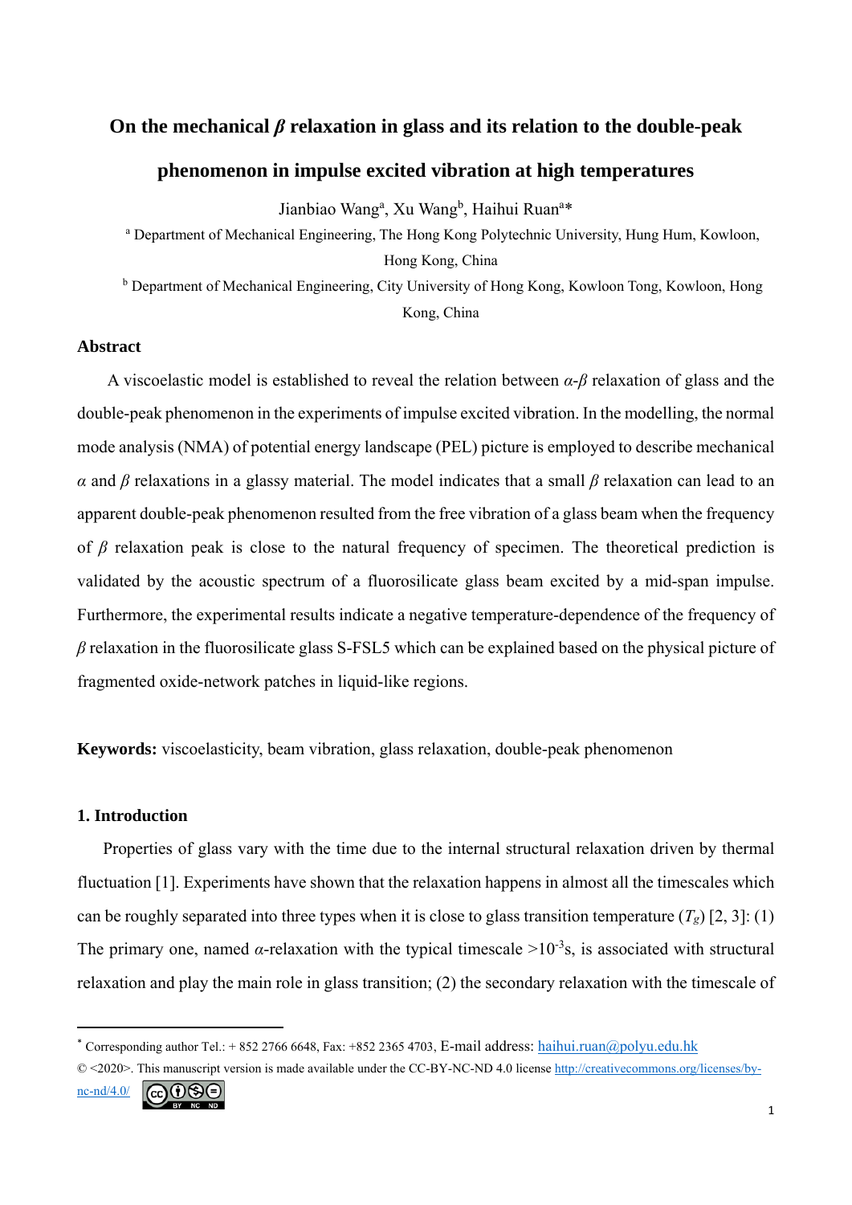# On the mechanical $\beta$ relaxation in glass and its relation to the double-peak phenomenon in impulse excited vibration at high temperatures

Jianbiao Wang[a], Xu Wang[b], Haihui Ruan[a]*

[a] Department of Mechanical Engineering, The Hong Kong Polytechnic University, Hung Hum, Kowloon, Hong Kong, China

[b] Department of Mechanical Engineering, City University of Hong Kong, Kowloon Tong, Kowloon, Hong Kong, China

## Abstract

A viscoelastic model is established to reveal the relation between $\alpha$-$\beta$ relaxation of glass and the double-peak phenomenon in the experiments of impulse excited vibration. In the modelling, the normal mode analysis (NMA) of potential energy landscape (PEL) picture is employed to describe mechanical $\alpha$ and $\beta$ relaxations in a glassy material. The model indicates that a small $\beta$ relaxation can lead to an apparent double-peak phenomenon resulted from the free vibration of a glass beam when the frequency of $\beta$ relaxation peak is close to the natural frequency of specimen. The theoretical prediction is validated by the acoustic spectrum of a fluorosilicate glass beam excited by a mid-span impulse. Furthermore, the experimental results indicate a negative temperature-dependence of the frequency of $\beta$ relaxation in the fluorosilicate glass S-FSL5 which can be explained based on the physical picture of fragmented oxide-network patches in liquid-like regions.

**Keywords:** viscoelasticity, beam vibration, glass relaxation, double-peak phenomenon

## 1. Introduction

Properties of glass vary with the time due to the internal structural relaxation driven by thermal fluctuation [1]. Experiments have shown that the relaxation happens in almost all the timescales which can be roughly separated into three types when it is close to glass transition temperature ($T_g$) [2, 3]: (1) The primary one, named $\alpha$-relaxation with the typical timescale $>10^{-3}$s, is associated with structural relaxation and play the main role in glass transition; (2) the secondary relaxation with the timescale of

---

* Corresponding author Tel.: + 852 2766 6648, Fax: +852 2365 4703, E-mail address: haihui.ruan@polyu.edu.hk

© <2020>. This manuscript version is made available under the CC-BY-NC-ND 4.0 license http://creativecommons.org/licenses/by-nc-nd/4.0/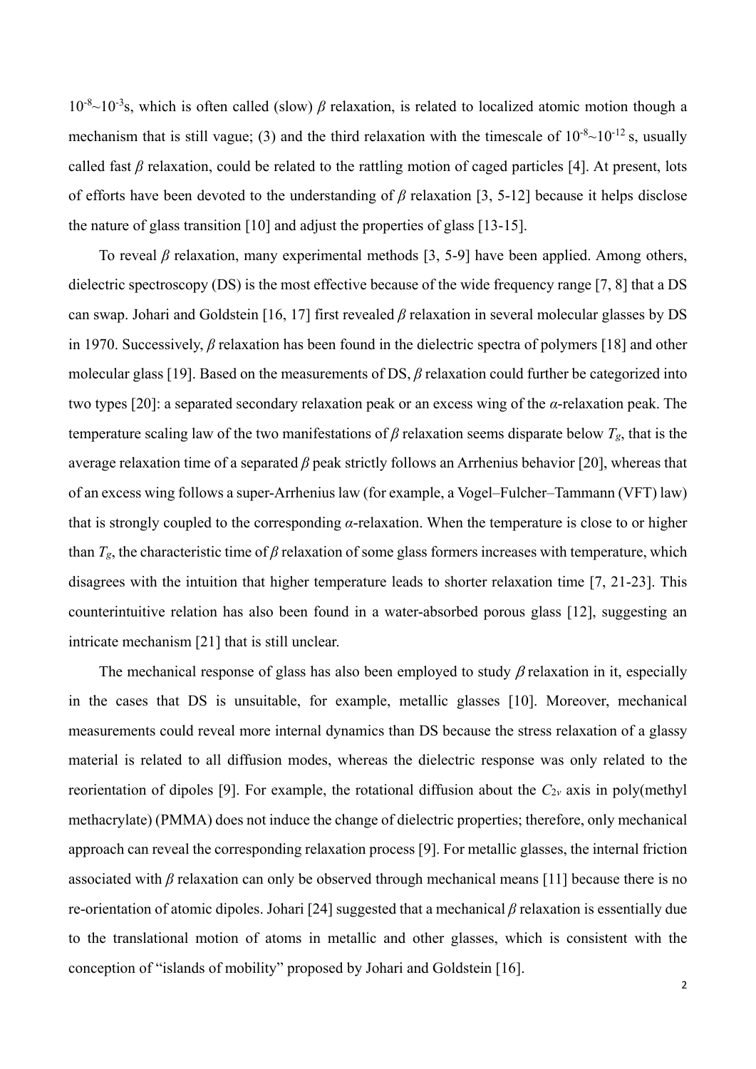$10^{-8}$~$10^{-3}$s, which is often called (slow) *β* relaxation, is related to localized atomic motion though a mechanism that is still vague; (3) and the third relaxation with the timescale of $10^{-8}$~$10^{-12}$ s, usually called fast *β* relaxation, could be related to the rattling motion of caged particles [4]. At present, lots of efforts have been devoted to the understanding of *β* relaxation [3, 5-12] because it helps disclose the nature of glass transition [10] and adjust the properties of glass [13-15].

To reveal *β* relaxation, many experimental methods [3, 5-9] have been applied. Among others, dielectric spectroscopy (DS) is the most effective because of the wide frequency range [7, 8] that a DS can swap. Johari and Goldstein [16, 17] first revealed *β* relaxation in several molecular glasses by DS in 1970. Successively, *β* relaxation has been found in the dielectric spectra of polymers [18] and other molecular glass [19]. Based on the measurements of DS, *β* relaxation could further be categorized into two types [20]: a separated secondary relaxation peak or an excess wing of the *α*-relaxation peak. The temperature scaling law of the two manifestations of *β* relaxation seems disparate below $T_g$, that is the average relaxation time of a separated *β* peak strictly follows an Arrhenius behavior [20], whereas that of an excess wing follows a super-Arrhenius law (for example, a Vogel–Fulcher–Tammann (VFT) law) that is strongly coupled to the corresponding *α*-relaxation. When the temperature is close to or higher than $T_g$, the characteristic time of *β* relaxation of some glass formers increases with temperature, which disagrees with the intuition that higher temperature leads to shorter relaxation time [7, 21-23]. This counterintuitive relation has also been found in a water-absorbed porous glass [12], suggesting an intricate mechanism [21] that is still unclear.

The mechanical response of glass has also been employed to study *β* relaxation in it, especially in the cases that DS is unsuitable, for example, metallic glasses [10]. Moreover, mechanical measurements could reveal more internal dynamics than DS because the stress relaxation of a glassy material is related to all diffusion modes, whereas the dielectric response was only related to the reorientation of dipoles [9]. For example, the rotational diffusion about the $C_{2v}$ axis in poly(methyl methacrylate) (PMMA) does not induce the change of dielectric properties; therefore, only mechanical approach can reveal the corresponding relaxation process [9]. For metallic glasses, the internal friction associated with *β* relaxation can only be observed through mechanical means [11] because there is no re-orientation of atomic dipoles. Johari [24] suggested that a mechanical *β* relaxation is essentially due to the translational motion of atoms in metallic and other glasses, which is consistent with the conception of "islands of mobility" proposed by Johari and Goldstein [16].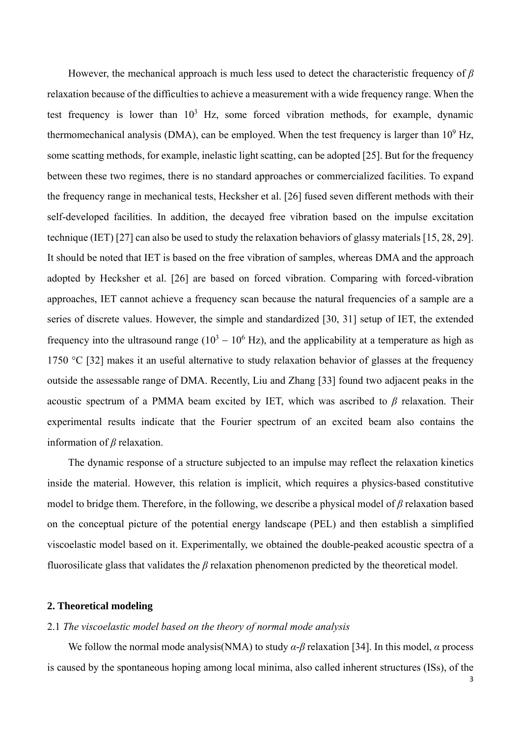However, the mechanical approach is much less used to detect the characteristic frequency of $\beta$ relaxation because of the difficulties to achieve a measurement with a wide frequency range. When the test frequency is lower than $10^3$ Hz, some forced vibration methods, for example, dynamic thermomechanical analysis (DMA), can be employed. When the test frequency is larger than $10^9$ Hz, some scatting methods, for example, inelastic light scatting, can be adopted [25]. But for the frequency between these two regimes, there is no standard approaches or commercialized facilities. To expand the frequency range in mechanical tests, Hecksher et al. [26] fused seven different methods with their self-developed facilities. In addition, the decayed free vibration based on the impulse excitation technique (IET) [27] can also be used to study the relaxation behaviors of glassy materials [15, 28, 29]. It should be noted that IET is based on the free vibration of samples, whereas DMA and the approach adopted by Hecksher et al. [26] are based on forced vibration. Comparing with forced-vibration approaches, IET cannot achieve a frequency scan because the natural frequencies of a sample are a series of discrete values. However, the simple and standardized [30, 31] setup of IET, the extended frequency into the ultrasound range ($10^3 - 10^6$ Hz), and the applicability at a temperature as high as 1750 °C [32] makes it an useful alternative to study relaxation behavior of glasses at the frequency outside the assessable range of DMA. Recently, Liu and Zhang [33] found two adjacent peaks in the acoustic spectrum of a PMMA beam excited by IET, which was ascribed to $\beta$ relaxation. Their experimental results indicate that the Fourier spectrum of an excited beam also contains the information of $\beta$ relaxation.

The dynamic response of a structure subjected to an impulse may reflect the relaxation kinetics inside the material. However, this relation is implicit, which requires a physics-based constitutive model to bridge them. Therefore, in the following, we describe a physical model of $\beta$ relaxation based on the conceptual picture of the potential energy landscape (PEL) and then establish a simplified viscoelastic model based on it. Experimentally, we obtained the double-peaked acoustic spectra of a fluorosilicate glass that validates the $\beta$ relaxation phenomenon predicted by the theoretical model.

## 2. Theoretical modeling

### 2.1 *The viscoelastic model based on the theory of normal mode analysis*

We follow the normal mode analysis(NMA) to study $\alpha$-$\beta$ relaxation [34]. In this model, $\alpha$ process is caused by the spontaneous hoping among local minima, also called inherent structures (ISs), of the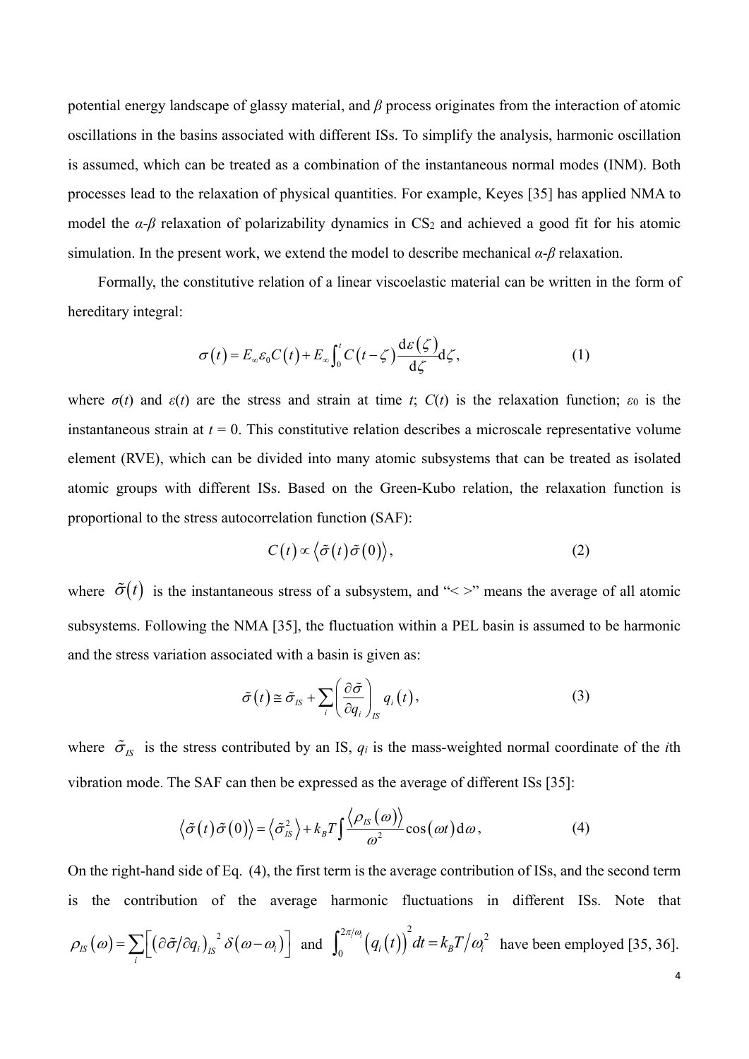potential energy landscape of glassy material, and $\beta$ process originates from the interaction of atomic oscillations in the basins associated with different ISs. To simplify the analysis, harmonic oscillation is assumed, which can be treated as a combination of the instantaneous normal modes (INM). Both processes lead to the relaxation of physical quantities. For example, Keyes [35] has applied NMA to model the $\alpha$-$\beta$ relaxation of polarizability dynamics in $CS_2$ and achieved a good fit for his atomic simulation. In the present work, we extend the model to describe mechanical $\alpha$-$\beta$ relaxation.

Formally, the constitutive relation of a linear viscoelastic material can be written in the form of hereditary integral:

$$\sigma(t) = E_\infty \varepsilon_0 C(t) + E_\infty \int_0^t C(t-\zeta) \frac{\mathrm{d}\varepsilon(\zeta)}{\mathrm{d}\zeta} \mathrm{d}\zeta, \tag{1}$$

where $\sigma(t)$ and $\varepsilon(t)$ are the stress and strain at time $t$; $C(t)$ is the relaxation function; $\varepsilon_0$ is the instantaneous strain at $t = 0$. This constitutive relation describes a microscale representative volume element (RVE), which can be divided into many atomic subsystems that can be treated as isolated atomic groups with different ISs. Based on the Green-Kubo relation, the relaxation function is proportional to the stress autocorrelation function (SAF):

$$C(t) \propto \langle \tilde{\sigma}(t) \tilde{\sigma}(0) \rangle, \tag{2}$$

where $\tilde{\sigma}(t)$ is the instantaneous stress of a subsystem, and "< >" means the average of all atomic subsystems. Following the NMA [35], the fluctuation within a PEL basin is assumed to be harmonic and the stress variation associated with a basin is given as:

$$\tilde{\sigma}(t) \cong \tilde{\sigma}_{IS} + \sum_i \left( \frac{\partial \tilde{\sigma}}{\partial q_i} \right)_{IS} q_i(t), \tag{3}$$

where $\tilde{\sigma}_{IS}$ is the stress contributed by an IS, $q_i$ is the mass-weighted normal coordinate of the $i$th vibration mode. The SAF can then be expressed as the average of different ISs [35]:

$$\langle \tilde{\sigma}(t) \tilde{\sigma}(0) \rangle = \langle \tilde{\sigma}_{IS}^2 \rangle + k_B T \int \frac{\langle \rho_{IS}(\omega) \rangle}{\omega^2} \cos(\omega t) \mathrm{d}\omega, \tag{4}$$

On the right-hand side of Eq. (4), the first term is the average contribution of ISs, and the second term is the contribution of the average harmonic fluctuations in different ISs. Note that $\rho_{IS}(\omega) = \sum_i \left[ \left( \partial \tilde{\sigma} / \partial q_i \right)_{IS}^2 \delta(\omega - \omega_i) \right]$ and $\int_0^{2\pi/\omega_i} \left( q_i(t) \right)^2 dt = k_B T / \omega_i^2$ have been employed [35, 36].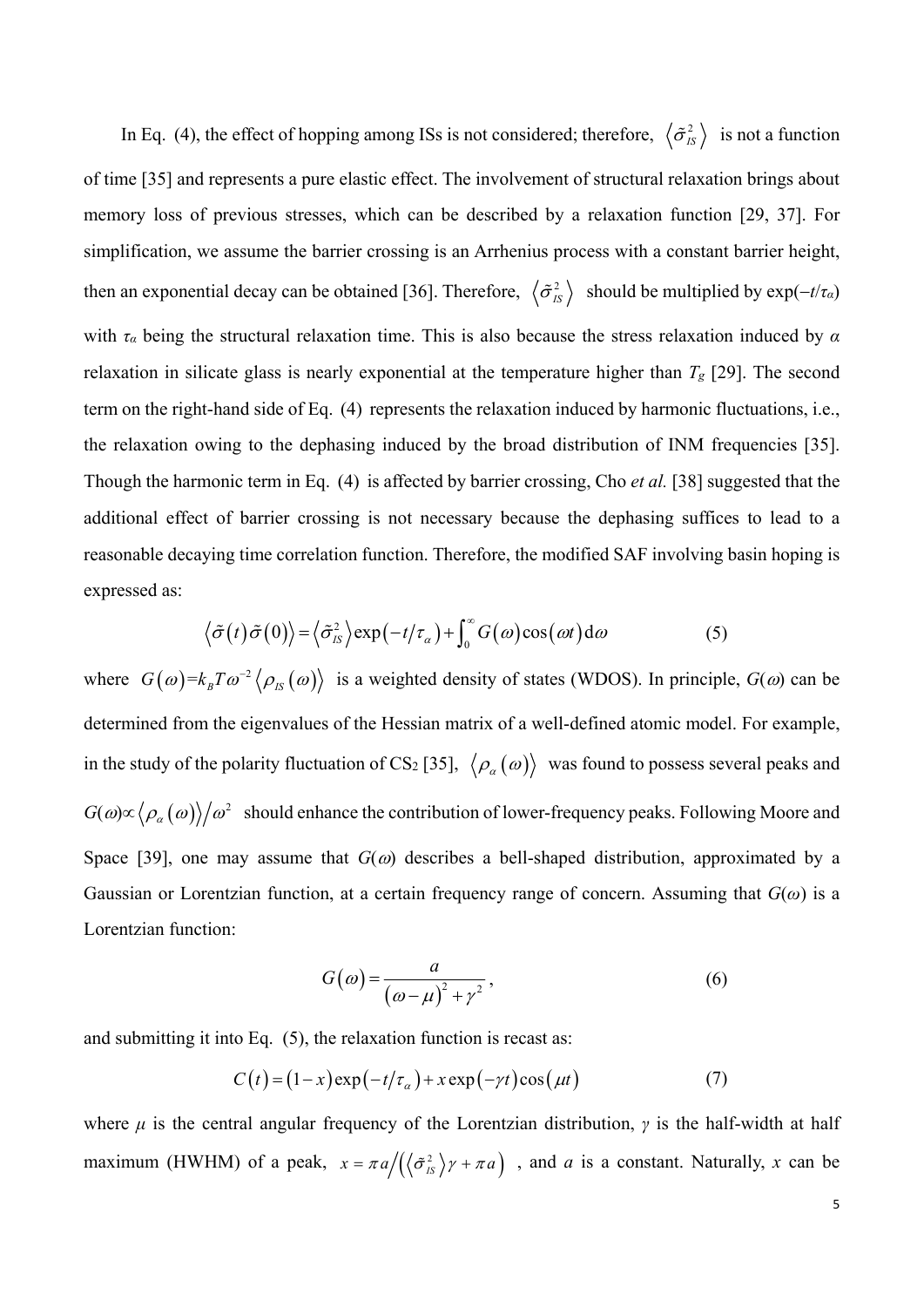In Eq. (4), the effect of hopping among ISs is not considered; therefore, $\langle \tilde{\sigma}_{IS}^2 \rangle$ is not a function of time [35] and represents a pure elastic effect. The involvement of structural relaxation brings about memory loss of previous stresses, which can be described by a relaxation function [29, 37]. For simplification, we assume the barrier crossing is an Arrhenius process with a constant barrier height, then an exponential decay can be obtained [36]. Therefore, $\langle \tilde{\sigma}_{IS}^2 \rangle$ should be multiplied by $\exp(-t/\tau_\alpha)$ with $\tau_\alpha$ being the structural relaxation time. This is also because the stress relaxation induced by $\alpha$ relaxation in silicate glass is nearly exponential at the temperature higher than $T_g$ [29]. The second term on the right-hand side of Eq. (4) represents the relaxation induced by harmonic fluctuations, i.e., the relaxation owing to the dephasing induced by the broad distribution of INM frequencies [35]. Though the harmonic term in Eq. (4) is affected by barrier crossing, Cho *et al.* [38] suggested that the additional effect of barrier crossing is not necessary because the dephasing suffices to lead to a reasonable decaying time correlation function. Therefore, the modified SAF involving basin hoping is expressed as:

$$\langle \tilde{\sigma}(t)\tilde{\sigma}(0) \rangle = \langle \tilde{\sigma}_{IS}^2 \rangle \exp(-t/\tau_\alpha) + \int_0^\infty G(\omega)\cos(\omega t)\,\mathrm{d}\omega \tag{5}$$

where $G(\omega) = k_B T \omega^{-2} \langle \rho_{IS}(\omega) \rangle$ is a weighted density of states (WDOS). In principle, $G(\omega)$ can be determined from the eigenvalues of the Hessian matrix of a well-defined atomic model. For example, in the study of the polarity fluctuation of $CS_2$ [35], $\langle \rho_\alpha(\omega) \rangle$ was found to possess several peaks and $G(\omega) \propto \langle \rho_\alpha(\omega) \rangle / \omega^2$ should enhance the contribution of lower-frequency peaks. Following Moore and Space [39], one may assume that $G(\omega)$ describes a bell-shaped distribution, approximated by a Gaussian or Lorentzian function, at a certain frequency range of concern. Assuming that $G(\omega)$ is a Lorentzian function:

$$G(\omega) = \frac{a}{(\omega - \mu)^2 + \gamma^2}, \tag{6}$$

and submitting it into Eq. (5), the relaxation function is recast as:

$$C(t) = (1-x)\exp(-t/\tau_\alpha) + x\exp(-\gamma t)\cos(\mu t) \tag{7}$$

where $\mu$ is the central angular frequency of the Lorentzian distribution, $\gamma$ is the half-width at half maximum (HWHM) of a peak, $x = \pi a / \left( \langle \tilde{\sigma}_{IS}^2 \rangle \gamma + \pi a \right)$, and $a$ is a constant. Naturally, $x$ can be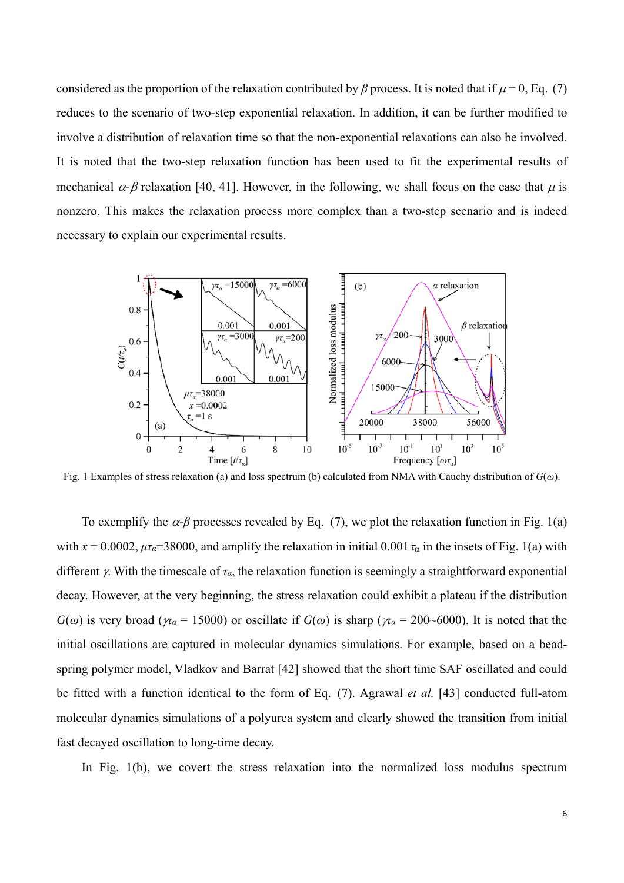considered as the proportion of the relaxation contributed by $\beta$ process. It is noted that if $\mu = 0$, Eq. (7) reduces to the scenario of two-step exponential relaxation. In addition, it can be further modified to involve a distribution of relaxation time so that the non-exponential relaxations can also be involved. It is noted that the two-step relaxation function has been used to fit the experimental results of mechanical $\alpha$-$\beta$ relaxation [40, 41]. However, in the following, we shall focus on the case that $\mu$ is nonzero. This makes the relaxation process more complex than a two-step scenario and is indeed necessary to explain our experimental results.

Fig. 1 Examples of stress relaxation (a) and loss spectrum (b) calculated from NMA with Cauchy distribution of $G(\omega)$.

To exemplify the $\alpha$-$\beta$ processes revealed by Eq. (7), we plot the relaxation function in Fig. 1(a) with $x = 0.0002$, $\mu\tau_\alpha$=38000, and amplify the relaxation in initial 0.001 $\tau_\alpha$ in the insets of Fig. 1(a) with different $\gamma$. With the timescale of $\tau_\alpha$, the relaxation function is seemingly a straightforward exponential decay. However, at the very beginning, the stress relaxation could exhibit a plateau if the distribution $G(\omega)$ is very broad ($\gamma\tau_\alpha$ = 15000) or oscillate if $G(\omega)$ is sharp ($\gamma\tau_\alpha$ = 200~6000). It is noted that the initial oscillations are captured in molecular dynamics simulations. For example, based on a bead-spring polymer model, Vladkov and Barrat [42] showed that the short time SAF oscillated and could be fitted with a function identical to the form of Eq. (7). Agrawal *et al.* [43] conducted full-atom molecular dynamics simulations of a polyurea system and clearly showed the transition from initial fast decayed oscillation to long-time decay.

In Fig. 1(b), we covert the stress relaxation into the normalized loss modulus spectrum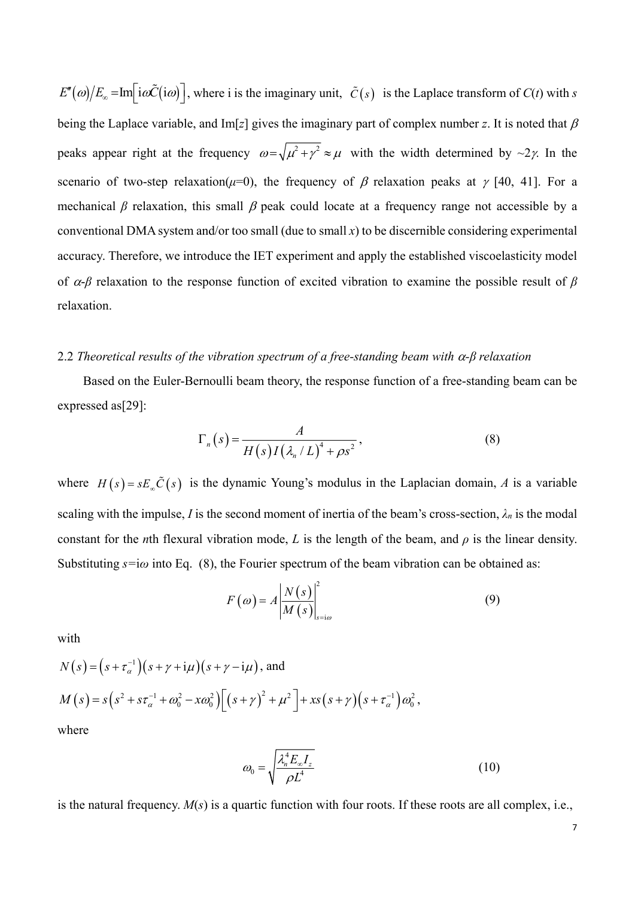$E''(\omega)/E_\infty = \text{Im}\left[\text{i}\omega\tilde{C}(\text{i}\omega)\right]$, where i is the imaginary unit, $\tilde{C}(s)$ is the Laplace transform of $C(t)$ with $s$ being the Laplace variable, and Im[$z$] gives the imaginary part of complex number $z$. It is noted that $\beta$ peaks appear right at the frequency $\omega=\sqrt{\mu^2+\gamma^2}\approx\mu$ with the width determined by ~2$\gamma$. In the scenario of two-step relaxation($\mu$=0), the frequency of $\beta$ relaxation peaks at $\gamma$ [40, 41]. For a mechanical $\beta$ relaxation, this small $\beta$ peak could locate at a frequency range not accessible by a conventional DMA system and/or too small (due to small $x$) to be discernible considering experimental accuracy. Therefore, we introduce the IET experiment and apply the established viscoelasticity model of $\alpha$-$\beta$ relaxation to the response function of excited vibration to examine the possible result of $\beta$ relaxation.

### 2.2 *Theoretical results of the vibration spectrum of a free-standing beam with $\alpha$-$\beta$ relaxation*

Based on the Euler-Bernoulli beam theory, the response function of a free-standing beam can be expressed as[29]:

$$\Gamma_n(s) = \frac{A}{H(s)I(\lambda_n/L)^4 + \rho s^2}, \tag{8}$$

where $H(s) = sE_\infty\tilde{C}(s)$ is the dynamic Young's modulus in the Laplacian domain, $A$ is a variable scaling with the impulse, $I$ is the second moment of inertia of the beam's cross-section, $\lambda_n$ is the modal constant for the $n$th flexural vibration mode, $L$ is the length of the beam, and $\rho$ is the linear density. Substituting $s$=i$\omega$ into Eq. (8), the Fourier spectrum of the beam vibration can be obtained as:

$$F(\omega) = A\left|\frac{N(s)}{M(s)}\right|^2_{s=\text{i}\omega} \tag{9}$$

with

$N(s) = \left(s+\tau_\alpha^{-1}\right)\left(s+\gamma+\text{i}\mu\right)\left(s+\gamma-\text{i}\mu\right)$, and

$M(s) = s\left(s^2+s\tau_\alpha^{-1}+\omega_0^2-x\omega_0^2\right)\left[\left(s+\gamma\right)^2+\mu^2\right]+xs\left(s+\gamma\right)\left(s+\tau_\alpha^{-1}\right)\omega_0^2$,

where

$$\omega_0 = \sqrt{\frac{\lambda_n^4 E_\infty I_z}{\rho L^4}} \tag{10}$$

is the natural frequency. $M(s)$ is a quartic function with four roots. If these roots are all complex, i.e.,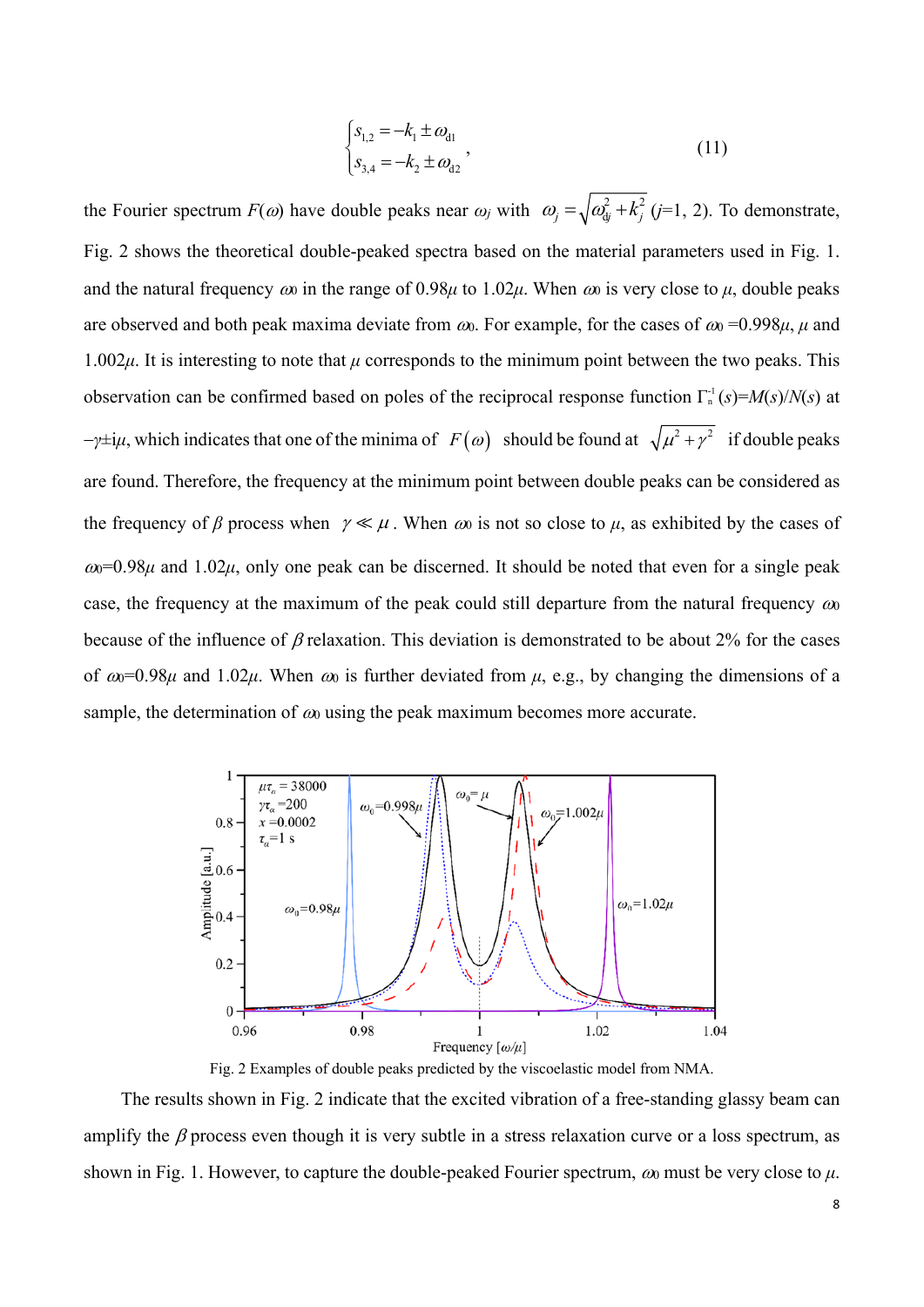$$
\begin{cases} s_{1,2} = -k_1 \pm \omega_{d1} \\ s_{3,4} = -k_2 \pm \omega_{d2} \end{cases}, \tag{11}
$$

the Fourier spectrum $F(\omega)$ have double peaks near $\omega_j$ with $\omega_j = \sqrt{\omega_{dj}^2 + k_j^2}$ ($j$=1, 2). To demonstrate, Fig. 2 shows the theoretical double-peaked spectra based on the material parameters used in Fig. 1. and the natural frequency $\omega_0$ in the range of $0.98\mu$ to $1.02\mu$. When $\omega_0$ is very close to $\mu$, double peaks are observed and both peak maxima deviate from $\omega_0$. For example, for the cases of $\omega_0 = 0.998\mu$, $\mu$ and $1.002\mu$. It is interesting to note that $\mu$ corresponds to the minimum point between the two peaks. This observation can be confirmed based on poles of the reciprocal response function $\Gamma_n^{-1}(s) = M(s)/N(s)$ at $-\gamma \pm i\mu$, which indicates that one of the minima of $F(\omega)$ should be found at $\sqrt{\mu^2 + \gamma^2}$ if double peaks are found. Therefore, the frequency at the minimum point between double peaks can be considered as the frequency of $\beta$ process when $\gamma \ll \mu$. When $\omega_0$ is not so close to $\mu$, as exhibited by the cases of $\omega_0 = 0.98\mu$ and $1.02\mu$, only one peak can be discerned. It should be noted that even for a single peak case, the frequency at the maximum of the peak could still departure from the natural frequency $\omega_0$ because of the influence of $\beta$ relaxation. This deviation is demonstrated to be about 2% for the cases of $\omega_0 = 0.98\mu$ and $1.02\mu$. When $\omega_0$ is further deviated from $\mu$, e.g., by changing the dimensions of a sample, the determination of $\omega_0$ using the peak maximum becomes more accurate.

Fig. 2 Examples of double peaks predicted by the viscoelastic model from NMA.

The results shown in Fig. 2 indicate that the excited vibration of a free-standing glassy beam can amplify the $\beta$ process even though it is very subtle in a stress relaxation curve or a loss spectrum, as shown in Fig. 1. However, to capture the double-peaked Fourier spectrum, $\omega_0$ must be very close to $\mu$.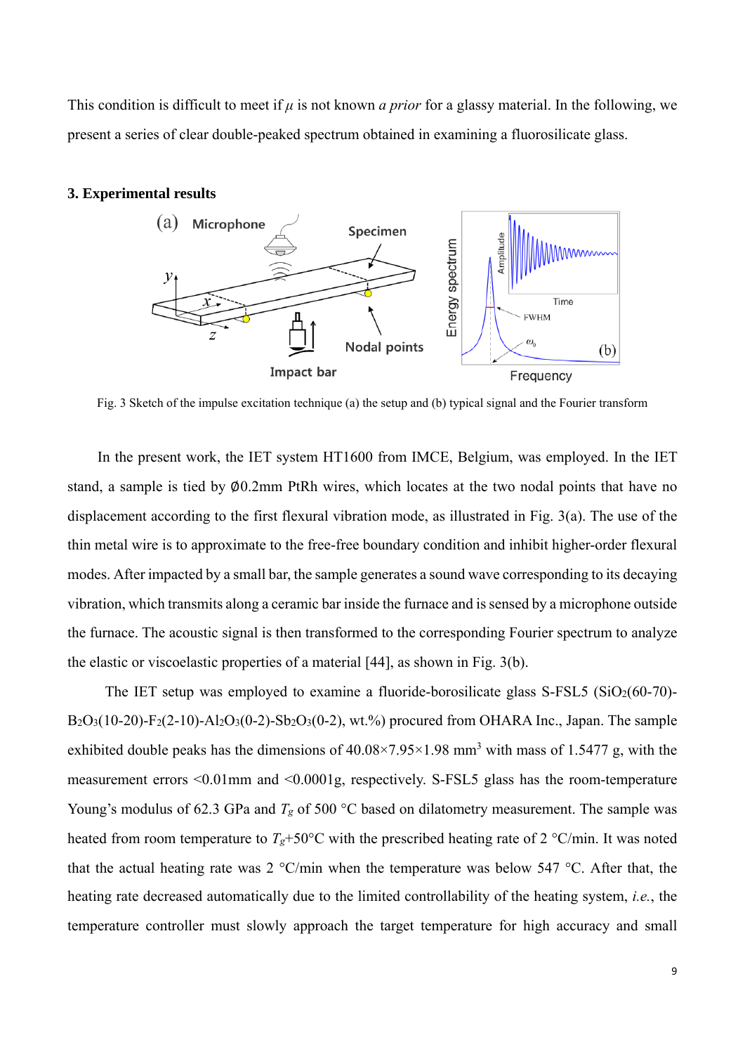This condition is difficult to meet if $\mu$ is not known *a prior* for a glassy material. In the following, we present a series of clear double-peaked spectrum obtained in examining a fluorosilicate glass.

### 3. Experimental results

Fig. 3 Sketch of the impulse excitation technique (a) the setup and (b) typical signal and the Fourier transform

In the present work, the IET system HT1600 from IMCE, Belgium, was employed. In the IET stand, a sample is tied by Ø0.2mm PtRh wires, which locates at the two nodal points that have no displacement according to the first flexural vibration mode, as illustrated in Fig. 3(a). The use of the thin metal wire is to approximate to the free-free boundary condition and inhibit higher-order flexural modes. After impacted by a small bar, the sample generates a sound wave corresponding to its decaying vibration, which transmits along a ceramic bar inside the furnace and is sensed by a microphone outside the furnace. The acoustic signal is then transformed to the corresponding Fourier spectrum to analyze the elastic or viscoelastic properties of a material [44], as shown in Fig. 3(b).

The IET setup was employed to examine a fluoride-borosilicate glass S-FSL5 ($SiO_2$(60-70)-$B_2O_3$(10-20)-$F_2$(2-10)-$Al_2O_3$(0-2)-$Sb_2O_3$(0-2), wt.%) procured from OHARA Inc., Japan. The sample exhibited double peaks has the dimensions of 40.08×7.95×1.98 mm$^3$ with mass of 1.5477 g, with the measurement errors <0.01mm and <0.0001g, respectively. S-FSL5 glass has the room-temperature Young's modulus of 62.3 GPa and $T_g$ of 500 °C based on dilatometry measurement. The sample was heated from room temperature to $T_g$+50°C with the prescribed heating rate of 2 °C/min. It was noted that the actual heating rate was 2 °C/min when the temperature was below 547 °C. After that, the heating rate decreased automatically due to the limited controllability of the heating system, *i.e.*, the temperature controller must slowly approach the target temperature for high accuracy and small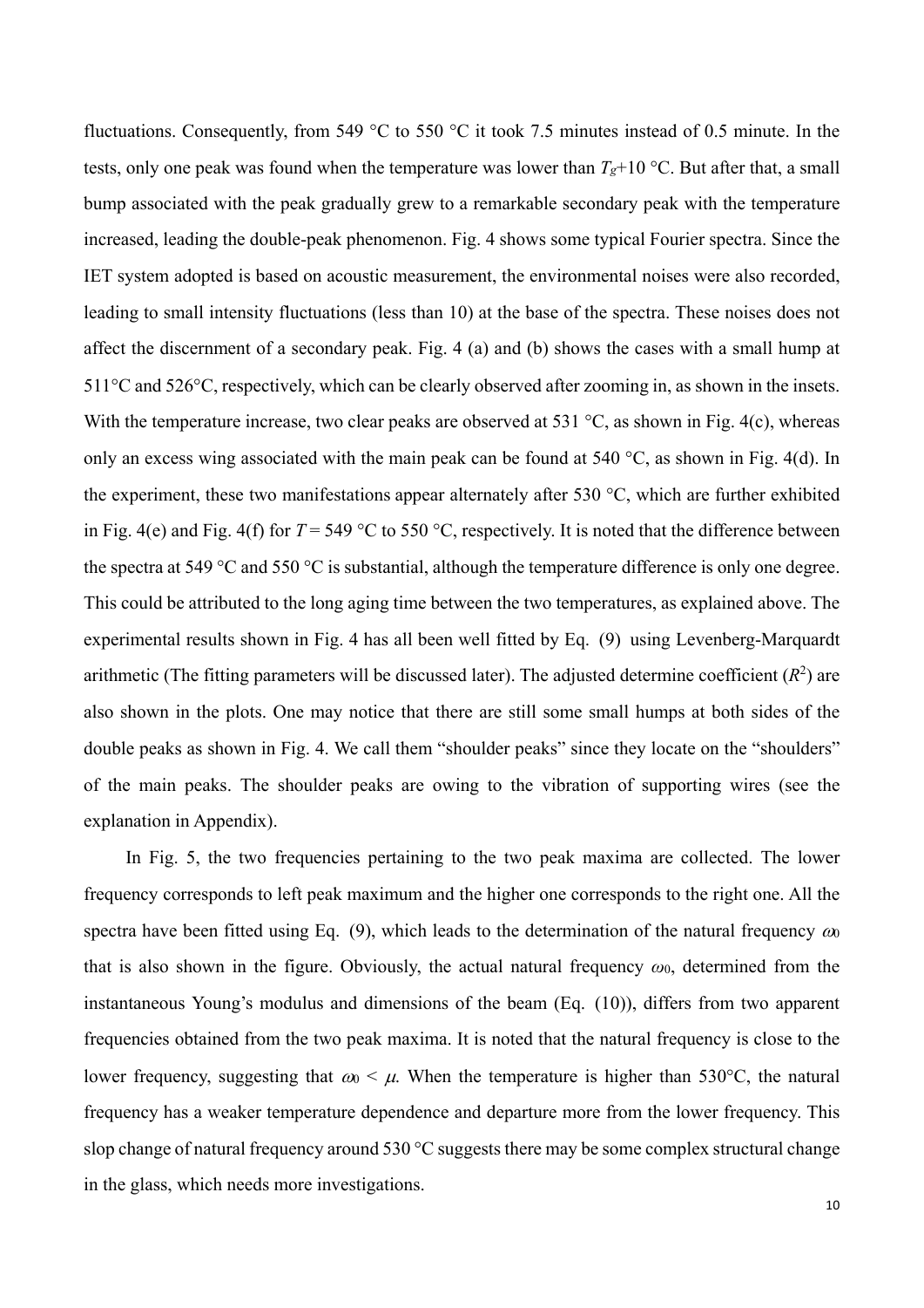fluctuations. Consequently, from 549 °C to 550 °C it took 7.5 minutes instead of 0.5 minute. In the tests, only one peak was found when the temperature was lower than $T_g$+10 °C. But after that, a small bump associated with the peak gradually grew to a remarkable secondary peak with the temperature increased, leading the double-peak phenomenon. Fig. 4 shows some typical Fourier spectra. Since the IET system adopted is based on acoustic measurement, the environmental noises were also recorded, leading to small intensity fluctuations (less than 10) at the base of the spectra. These noises does not affect the discernment of a secondary peak. Fig. 4 (a) and (b) shows the cases with a small hump at 511°C and 526°C, respectively, which can be clearly observed after zooming in, as shown in the insets. With the temperature increase, two clear peaks are observed at 531 °C, as shown in Fig. 4(c), whereas only an excess wing associated with the main peak can be found at 540 °C, as shown in Fig. 4(d). In the experiment, these two manifestations appear alternately after 530 °C, which are further exhibited in Fig. 4(e) and Fig. 4(f) for $T$ = 549 °C to 550 °C, respectively. It is noted that the difference between the spectra at 549 °C and 550 °C is substantial, although the temperature difference is only one degree. This could be attributed to the long aging time between the two temperatures, as explained above. The experimental results shown in Fig. 4 has all been well fitted by Eq. (9) using Levenberg-Marquardt arithmetic (The fitting parameters will be discussed later). The adjusted determine coefficient ($R^2$) are also shown in the plots. One may notice that there are still some small humps at both sides of the double peaks as shown in Fig. 4. We call them "shoulder peaks" since they locate on the "shoulders" of the main peaks. The shoulder peaks are owing to the vibration of supporting wires (see the explanation in Appendix).

In Fig. 5, the two frequencies pertaining to the two peak maxima are collected. The lower frequency corresponds to left peak maximum and the higher one corresponds to the right one. All the spectra have been fitted using Eq. (9), which leads to the determination of the natural frequency $\omega_0$ that is also shown in the figure. Obviously, the actual natural frequency $\omega_0$, determined from the instantaneous Young's modulus and dimensions of the beam (Eq. (10)), differs from two apparent frequencies obtained from the two peak maxima. It is noted that the natural frequency is close to the lower frequency, suggesting that $\omega_0 < \mu$. When the temperature is higher than 530°C, the natural frequency has a weaker temperature dependence and departure more from the lower frequency. This slop change of natural frequency around 530 °C suggests there may be some complex structural change in the glass, which needs more investigations.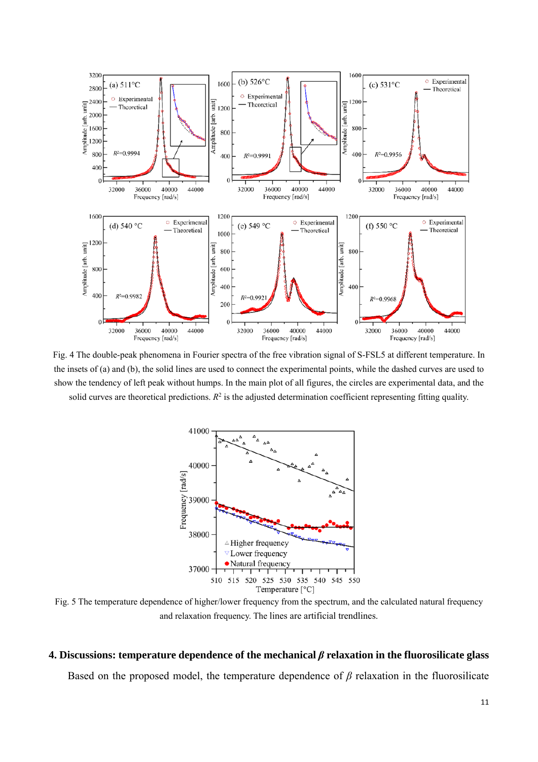Fig. 4 The double-peak phenomena in Fourier spectra of the free vibration signal of S-FSL5 at different temperature. In the insets of (a) and (b), the solid lines are used to connect the experimental points, while the dashed curves are used to show the tendency of left peak without humps. In the main plot of all figures, the circles are experimental data, and the solid curves are theoretical predictions. $R^2$ is the adjusted determination coefficient representing fitting quality.

Fig. 5 The temperature dependence of higher/lower frequency from the spectrum, and the calculated natural frequency and relaxation frequency. The lines are artificial trendlines.

## 4. Discussions: temperature dependence of the mechanical $\beta$ relaxation in the fluorosilicate glass

Based on the proposed model, the temperature dependence of $\beta$ relaxation in the fluorosilicate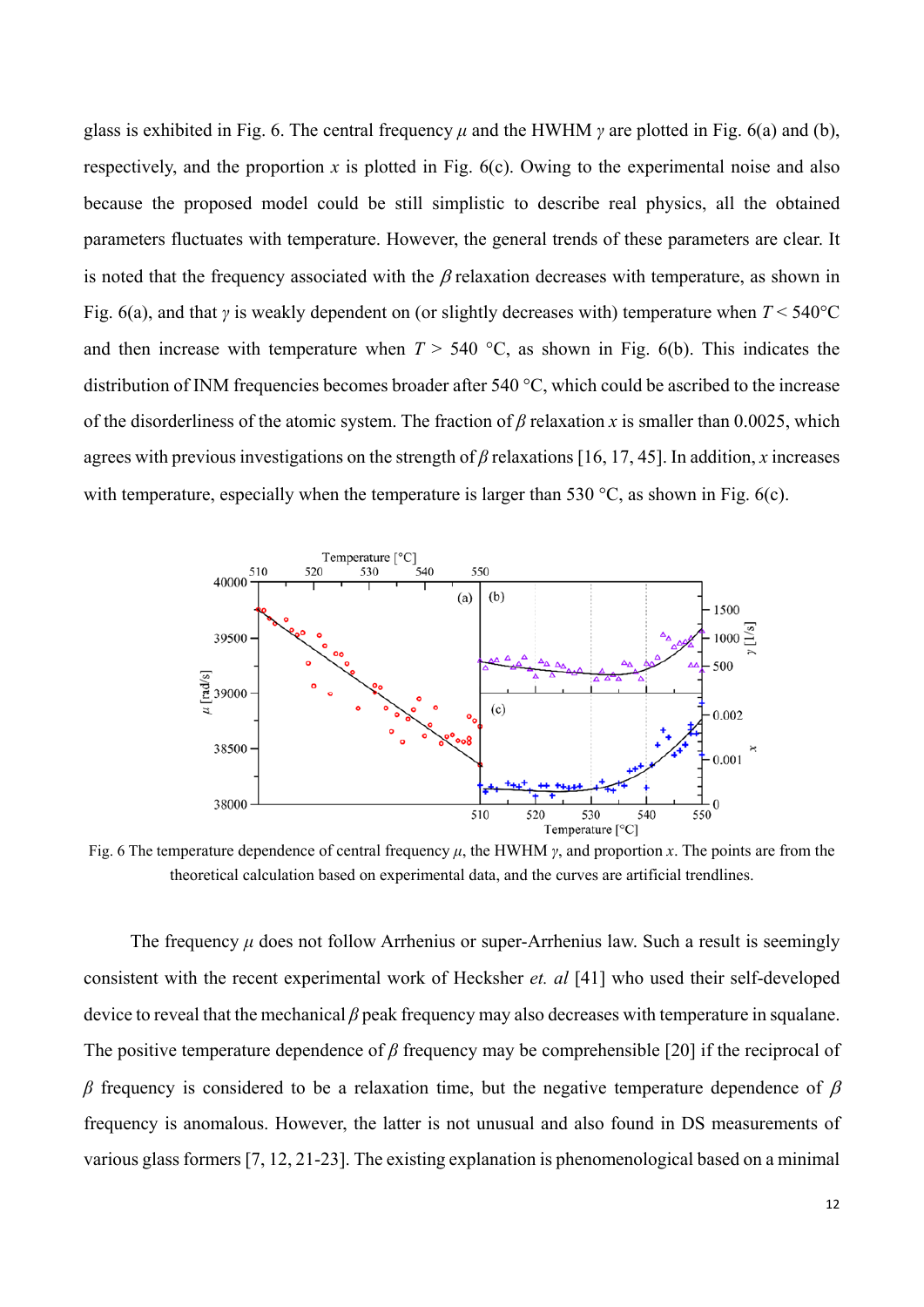glass is exhibited in Fig. 6. The central frequency $\mu$ and the HWHM $\gamma$ are plotted in Fig. 6(a) and (b), respectively, and the proportion $x$ is plotted in Fig. 6(c). Owing to the experimental noise and also because the proposed model could be still simplistic to describe real physics, all the obtained parameters fluctuates with temperature. However, the general trends of these parameters are clear. It is noted that the frequency associated with the $\beta$ relaxation decreases with temperature, as shown in Fig. 6(a), and that $\gamma$ is weakly dependent on (or slightly decreases with) temperature when $T$ < 540°C and then increase with temperature when $T$ > 540 °C, as shown in Fig. 6(b). This indicates the distribution of INM frequencies becomes broader after 540 °C, which could be ascribed to the increase of the disorderliness of the atomic system. The fraction of $\beta$ relaxation $x$ is smaller than 0.0025, which agrees with previous investigations on the strength of $\beta$ relaxations [16, 17, 45]. In addition, $x$ increases with temperature, especially when the temperature is larger than 530 °C, as shown in Fig. 6(c).

Fig. 6 The temperature dependence of central frequency $\mu$, the HWHM $\gamma$, and proportion $x$. The points are from the theoretical calculation based on experimental data, and the curves are artificial trendlines.

The frequency $\mu$ does not follow Arrhenius or super-Arrhenius law. Such a result is seemingly consistent with the recent experimental work of Hecksher *et. al* [41] who used their self-developed device to reveal that the mechanical $\beta$ peak frequency may also decreases with temperature in squalane. The positive temperature dependence of $\beta$ frequency may be comprehensible [20] if the reciprocal of $\beta$ frequency is considered to be a relaxation time, but the negative temperature dependence of $\beta$ frequency is anomalous. However, the latter is not unusual and also found in DS measurements of various glass formers [7, 12, 21-23]. The existing explanation is phenomenological based on a minimal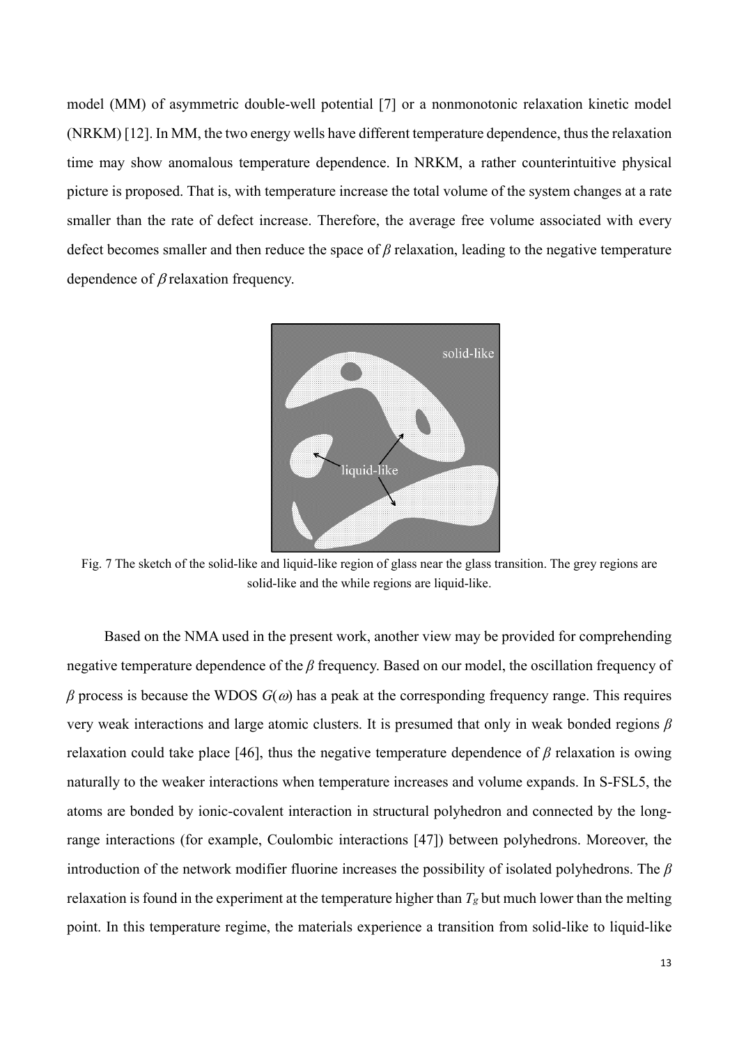model (MM) of asymmetric double-well potential [7] or a nonmonotonic relaxation kinetic model (NRKM) [12]. In MM, the two energy wells have different temperature dependence, thus the relaxation time may show anomalous temperature dependence. In NRKM, a rather counterintuitive physical picture is proposed. That is, with temperature increase the total volume of the system changes at a rate smaller than the rate of defect increase. Therefore, the average free volume associated with every defect becomes smaller and then reduce the space of $\beta$ relaxation, leading to the negative temperature dependence of $\beta$ relaxation frequency.

Fig. 7 The sketch of the solid-like and liquid-like region of glass near the glass transition. The grey regions are solid-like and the while regions are liquid-like.

Based on the NMA used in the present work, another view may be provided for comprehending negative temperature dependence of the $\beta$ frequency. Based on our model, the oscillation frequency of $\beta$ process is because the WDOS $G(\omega)$ has a peak at the corresponding frequency range. This requires very weak interactions and large atomic clusters. It is presumed that only in weak bonded regions $\beta$ relaxation could take place [46], thus the negative temperature dependence of $\beta$ relaxation is owing naturally to the weaker interactions when temperature increases and volume expands. In S-FSL5, the atoms are bonded by ionic-covalent interaction in structural polyhedron and connected by the long-range interactions (for example, Coulombic interactions [47]) between polyhedrons. Moreover, the introduction of the network modifier fluorine increases the possibility of isolated polyhedrons. The $\beta$ relaxation is found in the experiment at the temperature higher than $T_g$ but much lower than the melting point. In this temperature regime, the materials experience a transition from solid-like to liquid-like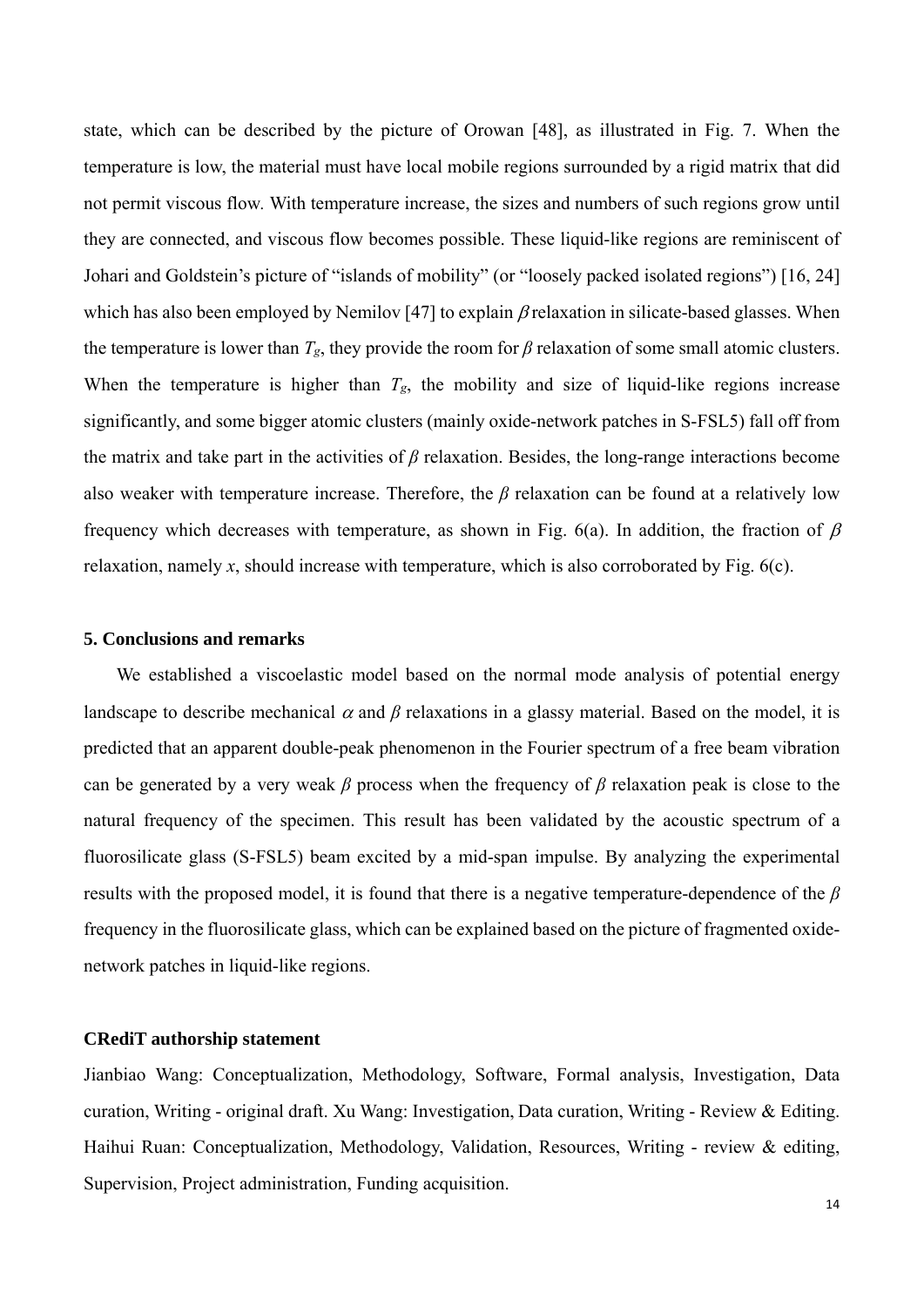state, which can be described by the picture of Orowan [48], as illustrated in Fig. 7. When the temperature is low, the material must have local mobile regions surrounded by a rigid matrix that did not permit viscous flow. With temperature increase, the sizes and numbers of such regions grow until they are connected, and viscous flow becomes possible. These liquid-like regions are reminiscent of Johari and Goldstein's picture of "islands of mobility" (or "loosely packed isolated regions") [16, 24] which has also been employed by Nemilov [47] to explain $\beta$ relaxation in silicate-based glasses. When the temperature is lower than $T_g$, they provide the room for $\beta$ relaxation of some small atomic clusters. When the temperature is higher than $T_g$, the mobility and size of liquid-like regions increase significantly, and some bigger atomic clusters (mainly oxide-network patches in S-FSL5) fall off from the matrix and take part in the activities of $\beta$ relaxation. Besides, the long-range interactions become also weaker with temperature increase. Therefore, the $\beta$ relaxation can be found at a relatively low frequency which decreases with temperature, as shown in Fig. 6(a). In addition, the fraction of $\beta$ relaxation, namely $x$, should increase with temperature, which is also corroborated by Fig. 6(c).

## 5. Conclusions and remarks

We established a viscoelastic model based on the normal mode analysis of potential energy landscape to describe mechanical $\alpha$ and $\beta$ relaxations in a glassy material. Based on the model, it is predicted that an apparent double-peak phenomenon in the Fourier spectrum of a free beam vibration can be generated by a very weak $\beta$ process when the frequency of $\beta$ relaxation peak is close to the natural frequency of the specimen. This result has been validated by the acoustic spectrum of a fluorosilicate glass (S-FSL5) beam excited by a mid-span impulse. By analyzing the experimental results with the proposed model, it is found that there is a negative temperature-dependence of the $\beta$ frequency in the fluorosilicate glass, which can be explained based on the picture of fragmented oxide-network patches in liquid-like regions.

## CRediT authorship statement

Jianbiao Wang: Conceptualization, Methodology, Software, Formal analysis, Investigation, Data curation, Writing - original draft. Xu Wang: Investigation, Data curation, Writing - Review & Editing. Haihui Ruan: Conceptualization, Methodology, Validation, Resources, Writing - review & editing, Supervision, Project administration, Funding acquisition.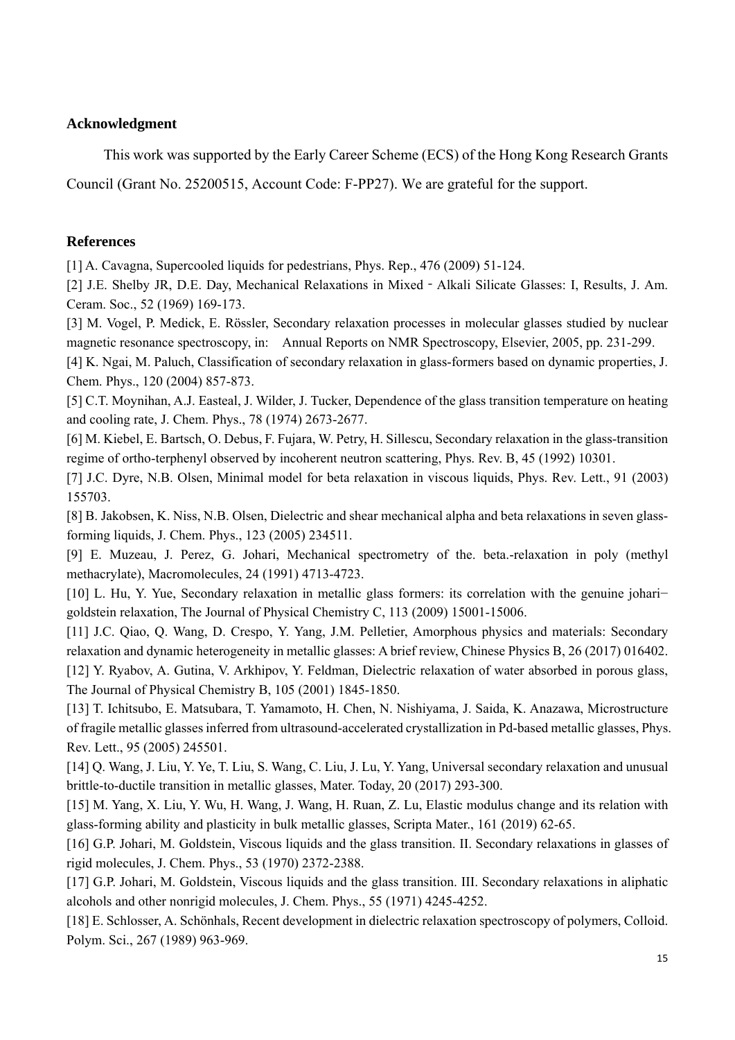## Acknowledgment

This work was supported by the Early Career Scheme (ECS) of the Hong Kong Research Grants Council (Grant No. 25200515, Account Code: F-PP27). We are grateful for the support.

## References

[1] A. Cavagna, Supercooled liquids for pedestrians, Phys. Rep., 476 (2009) 51-124.

[2] J.E. Shelby JR, D.E. Day, Mechanical Relaxations in Mixed‐Alkali Silicate Glasses: I, Results, J. Am. Ceram. Soc., 52 (1969) 169-173.

[3] M. Vogel, P. Medick, E. Rössler, Secondary relaxation processes in molecular glasses studied by nuclear magnetic resonance spectroscopy, in: Annual Reports on NMR Spectroscopy, Elsevier, 2005, pp. 231-299.

[4] K. Ngai, M. Paluch, Classification of secondary relaxation in glass-formers based on dynamic properties, J. Chem. Phys., 120 (2004) 857-873.

[5] C.T. Moynihan, A.J. Easteal, J. Wilder, J. Tucker, Dependence of the glass transition temperature on heating and cooling rate, J. Chem. Phys., 78 (1974) 2673-2677.

[6] M. Kiebel, E. Bartsch, O. Debus, F. Fujara, W. Petry, H. Sillescu, Secondary relaxation in the glass-transition regime of ortho-terphenyl observed by incoherent neutron scattering, Phys. Rev. B, 45 (1992) 10301.

[7] J.C. Dyre, N.B. Olsen, Minimal model for beta relaxation in viscous liquids, Phys. Rev. Lett., 91 (2003) 155703.

[8] B. Jakobsen, K. Niss, N.B. Olsen, Dielectric and shear mechanical alpha and beta relaxations in seven glass-forming liquids, J. Chem. Phys., 123 (2005) 234511.

[9] E. Muzeau, J. Perez, G. Johari, Mechanical spectrometry of the. beta.-relaxation in poly (methyl methacrylate), Macromolecules, 24 (1991) 4713-4723.

[10] L. Hu, Y. Yue, Secondary relaxation in metallic glass formers: its correlation with the genuine johari−goldstein relaxation, The Journal of Physical Chemistry C, 113 (2009) 15001-15006.

[11] J.C. Qiao, Q. Wang, D. Crespo, Y. Yang, J.M. Pelletier, Amorphous physics and materials: Secondary relaxation and dynamic heterogeneity in metallic glasses: A brief review, Chinese Physics B, 26 (2017) 016402.

[12] Y. Ryabov, A. Gutina, V. Arkhipov, Y. Feldman, Dielectric relaxation of water absorbed in porous glass, The Journal of Physical Chemistry B, 105 (2001) 1845-1850.

[13] T. Ichitsubo, E. Matsubara, T. Yamamoto, H. Chen, N. Nishiyama, J. Saida, K. Anazawa, Microstructure of fragile metallic glasses inferred from ultrasound-accelerated crystallization in Pd-based metallic glasses, Phys. Rev. Lett., 95 (2005) 245501.

[14] Q. Wang, J. Liu, Y. Ye, T. Liu, S. Wang, C. Liu, J. Lu, Y. Yang, Universal secondary relaxation and unusual brittle-to-ductile transition in metallic glasses, Mater. Today, 20 (2017) 293-300.

[15] M. Yang, X. Liu, Y. Wu, H. Wang, J. Wang, H. Ruan, Z. Lu, Elastic modulus change and its relation with glass-forming ability and plasticity in bulk metallic glasses, Scripta Mater., 161 (2019) 62-65.

[16] G.P. Johari, M. Goldstein, Viscous liquids and the glass transition. II. Secondary relaxations in glasses of rigid molecules, J. Chem. Phys., 53 (1970) 2372-2388.

[17] G.P. Johari, M. Goldstein, Viscous liquids and the glass transition. III. Secondary relaxations in aliphatic alcohols and other nonrigid molecules, J. Chem. Phys., 55 (1971) 4245-4252.

[18] E. Schlosser, A. Schönhals, Recent development in dielectric relaxation spectroscopy of polymers, Colloid. Polym. Sci., 267 (1989) 963-969.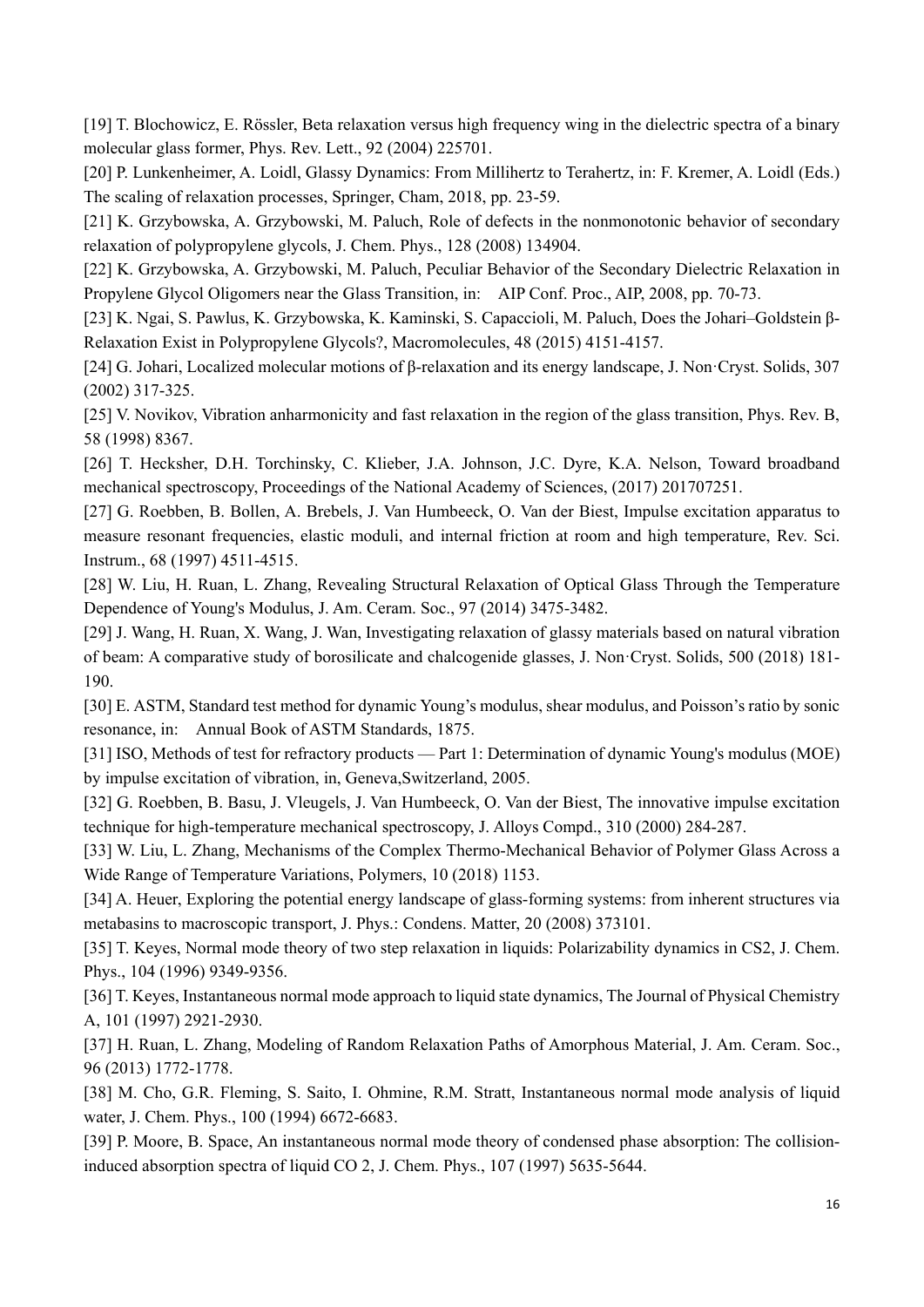[19] T. Blochowicz, E. Rössler, Beta relaxation versus high frequency wing in the dielectric spectra of a binary molecular glass former, Phys. Rev. Lett., 92 (2004) 225701.

[20] P. Lunkenheimer, A. Loidl, Glassy Dynamics: From Millihertz to Terahertz, in: F. Kremer, A. Loidl (Eds.) The scaling of relaxation processes, Springer, Cham, 2018, pp. 23-59.

[21] K. Grzybowska, A. Grzybowski, M. Paluch, Role of defects in the nonmonotonic behavior of secondary relaxation of polypropylene glycols, J. Chem. Phys., 128 (2008) 134904.

[22] K. Grzybowska, A. Grzybowski, M. Paluch, Peculiar Behavior of the Secondary Dielectric Relaxation in Propylene Glycol Oligomers near the Glass Transition, in: AIP Conf. Proc., AIP, 2008, pp. 70-73.

[23] K. Ngai, S. Pawlus, K. Grzybowska, K. Kaminski, S. Capaccioli, M. Paluch, Does the Johari–Goldstein β-Relaxation Exist in Polypropylene Glycols?, Macromolecules, 48 (2015) 4151-4157.

[24] G. Johari, Localized molecular motions of β-relaxation and its energy landscape, J. Non·Cryst. Solids, 307 (2002) 317-325.

[25] V. Novikov, Vibration anharmonicity and fast relaxation in the region of the glass transition, Phys. Rev. B, 58 (1998) 8367.

[26] T. Hecksher, D.H. Torchinsky, C. Klieber, J.A. Johnson, J.C. Dyre, K.A. Nelson, Toward broadband mechanical spectroscopy, Proceedings of the National Academy of Sciences, (2017) 201707251.

[27] G. Roebben, B. Bollen, A. Brebels, J. Van Humbeeck, O. Van der Biest, Impulse excitation apparatus to measure resonant frequencies, elastic moduli, and internal friction at room and high temperature, Rev. Sci. Instrum., 68 (1997) 4511-4515.

[28] W. Liu, H. Ruan, L. Zhang, Revealing Structural Relaxation of Optical Glass Through the Temperature Dependence of Young's Modulus, J. Am. Ceram. Soc., 97 (2014) 3475-3482.

[29] J. Wang, H. Ruan, X. Wang, J. Wan, Investigating relaxation of glassy materials based on natural vibration of beam: A comparative study of borosilicate and chalcogenide glasses, J. Non·Cryst. Solids, 500 (2018) 181-190.

[30] E. ASTM, Standard test method for dynamic Young's modulus, shear modulus, and Poisson's ratio by sonic resonance, in: Annual Book of ASTM Standards, 1875.

[31] ISO, Methods of test for refractory products — Part 1: Determination of dynamic Young's modulus (MOE) by impulse excitation of vibration, in, Geneva,Switzerland, 2005.

[32] G. Roebben, B. Basu, J. Vleugels, J. Van Humbeeck, O. Van der Biest, The innovative impulse excitation technique for high-temperature mechanical spectroscopy, J. Alloys Compd., 310 (2000) 284-287.

[33] W. Liu, L. Zhang, Mechanisms of the Complex Thermo-Mechanical Behavior of Polymer Glass Across a Wide Range of Temperature Variations, Polymers, 10 (2018) 1153.

[34] A. Heuer, Exploring the potential energy landscape of glass-forming systems: from inherent structures via metabasins to macroscopic transport, J. Phys.: Condens. Matter, 20 (2008) 373101.

[35] T. Keyes, Normal mode theory of two step relaxation in liquids: Polarizability dynamics in CS2, J. Chem. Phys., 104 (1996) 9349-9356.

[36] T. Keyes, Instantaneous normal mode approach to liquid state dynamics, The Journal of Physical Chemistry A, 101 (1997) 2921-2930.

[37] H. Ruan, L. Zhang, Modeling of Random Relaxation Paths of Amorphous Material, J. Am. Ceram. Soc., 96 (2013) 1772-1778.

[38] M. Cho, G.R. Fleming, S. Saito, I. Ohmine, R.M. Stratt, Instantaneous normal mode analysis of liquid water, J. Chem. Phys., 100 (1994) 6672-6683.

[39] P. Moore, B. Space, An instantaneous normal mode theory of condensed phase absorption: The collision-induced absorption spectra of liquid CO 2, J. Chem. Phys., 107 (1997) 5635-5644.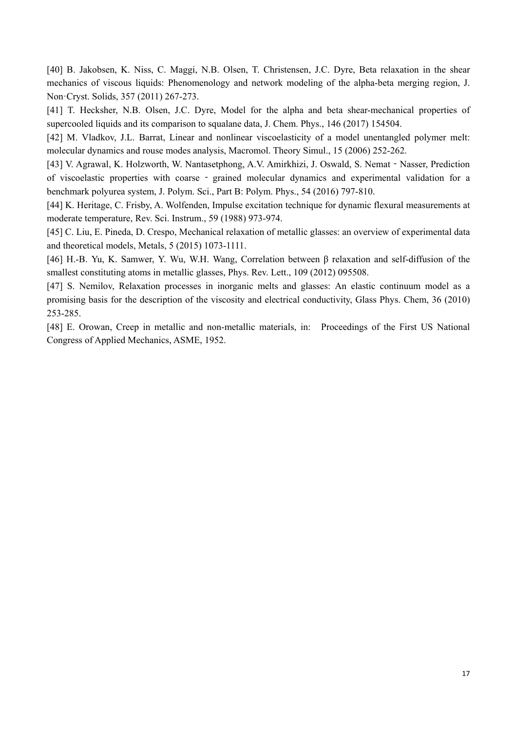[40] B. Jakobsen, K. Niss, C. Maggi, N.B. Olsen, T. Christensen, J.C. Dyre, Beta relaxation in the shear mechanics of viscous liquids: Phenomenology and network modeling of the alpha-beta merging region, J. Non·Cryst. Solids, 357 (2011) 267-273.

[41] T. Hecksher, N.B. Olsen, J.C. Dyre, Model for the alpha and beta shear-mechanical properties of supercooled liquids and its comparison to squalane data, J. Chem. Phys., 146 (2017) 154504.

[42] M. Vladkov, J.L. Barrat, Linear and nonlinear viscoelasticity of a model unentangled polymer melt: molecular dynamics and rouse modes analysis, Macromol. Theory Simul., 15 (2006) 252-262.

[43] V. Agrawal, K. Holzworth, W. Nantasetphong, A.V. Amirkhizi, J. Oswald, S. Nemat - Nasser, Prediction of viscoelastic properties with coarse - grained molecular dynamics and experimental validation for a benchmark polyurea system, J. Polym. Sci., Part B: Polym. Phys., 54 (2016) 797-810.

[44] K. Heritage, C. Frisby, A. Wolfenden, Impulse excitation technique for dynamic flexural measurements at moderate temperature, Rev. Sci. Instrum., 59 (1988) 973-974.

[45] C. Liu, E. Pineda, D. Crespo, Mechanical relaxation of metallic glasses: an overview of experimental data and theoretical models, Metals, 5 (2015) 1073-1111.

[46] H.-B. Yu, K. Samwer, Y. Wu, W.H. Wang, Correlation between β relaxation and self-diffusion of the smallest constituting atoms in metallic glasses, Phys. Rev. Lett., 109 (2012) 095508.

[47] S. Nemilov, Relaxation processes in inorganic melts and glasses: An elastic continuum model as a promising basis for the description of the viscosity and electrical conductivity, Glass Phys. Chem, 36 (2010) 253-285.

[48] E. Orowan, Creep in metallic and non-metallic materials, in: Proceedings of the First US National Congress of Applied Mechanics, ASME, 1952.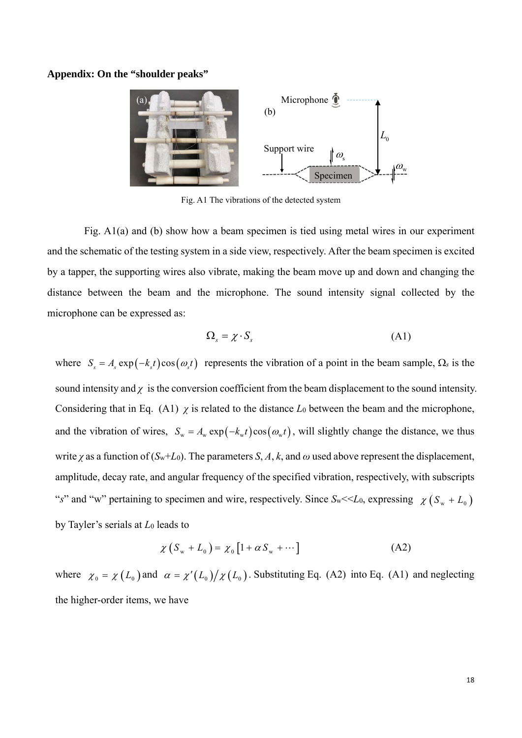**Appendix: On the "shoulder peaks"**

Fig. A1 The vibrations of the detected system

Fig. A1(a) and (b) show how a beam specimen is tied using metal wires in our experiment and the schematic of the testing system in a side view, respectively. After the beam specimen is excited by a tapper, the supporting wires also vibrate, making the beam move up and down and changing the distance between the beam and the microphone. The sound intensity signal collected by the microphone can be expressed as:

$$\Omega_s = \chi \cdot S_s \tag{A1}$$

where $S_s = A_s \exp(-k_s t)\cos(\omega_s t)$ represents the vibration of a point in the beam sample, $\Omega_s$ is the sound intensity and $\chi$ is the conversion coefficient from the beam displacement to the sound intensity. Considering that in Eq. (A1) $\chi$ is related to the distance $L_0$ between the beam and the microphone, and the vibration of wires, $S_w = A_w \exp(-k_w t)\cos(\omega_w t)$, will slightly change the distance, we thus write $\chi$ as a function of ($S_w$+$L_0$). The parameters $S$, $A$, $k$, and $\omega$ used above represent the displacement, amplitude, decay rate, and angular frequency of the specified vibration, respectively, with subscripts "$s$" and "w" pertaining to specimen and wire, respectively. Since $S_w \ll L_0$, expressing $\chi(S_w + L_0)$ by Tayler's serials at $L_0$ leads to

$$\chi(S_w + L_0) = \chi_0 [1 + \alpha S_w + \cdots] \tag{A2}$$

where $\chi_0 = \chi(L_0)$ and $\alpha = \chi'(L_0)/\chi(L_0)$. Substituting Eq. (A2) into Eq. (A1) and neglecting the higher-order items, we have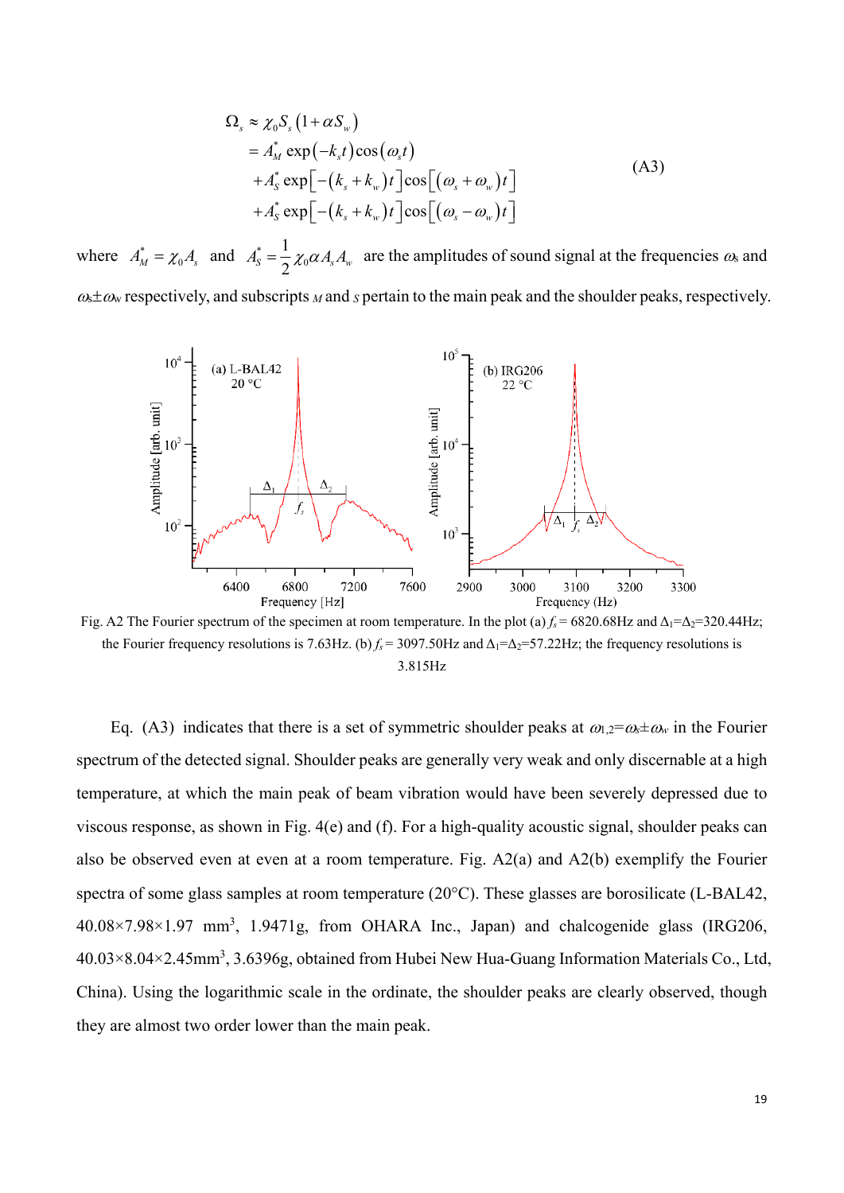$$
\begin{aligned}
\Omega_s &\approx \chi_0 S_s \left(1+\alpha S_w\right) \\
&= A_M^* \exp\left(-k_s t\right)\cos\left(\omega_s t\right) \\
&\quad + A_S^* \exp\left[-\left(k_s+k_w\right)t\right]\cos\left[\left(\omega_s+\omega_w\right)t\right] \\
&\quad + A_S^* \exp\left[-\left(k_s+k_w\right)t\right]\cos\left[\left(\omega_s-\omega_w\right)t\right]
\end{aligned}
\tag{A3}
$$

where $A_M^* = \chi_0 A_s$ and $A_S^* = \frac{1}{2}\chi_0 \alpha A_s A_w$ are the amplitudes of sound signal at the frequencies $\omega_s$ and $\omega_s \pm \omega_w$ respectively, and subscripts $_M$ and $_S$ pertain to the main peak and the shoulder peaks, respectively.

(a) L-BAL42
20 °C
Amplitude [arb. unit]
$10^4$
$10^3$
$10^2$
$\Delta_1$
$\Delta_2$
$f_s$
6400
6800
7200
7600
Frequency [Hz]

(b) IRG206
22 °C
Amplitude [arb. unit]
$10^5$
$10^4$
$10^3$
$\Delta_1$
$f_s$
$\Delta_2$
2900
3000
3100
3200
3300
Frequency (Hz)

Fig. A2 The Fourier spectrum of the specimen at room temperature. In the plot (a) $f_s$ = 6820.68Hz and $\Delta_1$=$\Delta_2$=320.44Hz; the Fourier frequency resolutions is 7.63Hz. (b) $f_s$ = 3097.50Hz and $\Delta_1$=$\Delta_2$=57.22Hz; the frequency resolutions is 3.815Hz

Eq. (A3) indicates that there is a set of symmetric shoulder peaks at $\omega_{1,2}$=$\omega_s$±$\omega_w$ in the Fourier spectrum of the detected signal. Shoulder peaks are generally very weak and only discernable at a high temperature, at which the main peak of beam vibration would have been severely depressed due to viscous response, as shown in Fig. 4(e) and (f). For a high-quality acoustic signal, shoulder peaks can also be observed even at even at a room temperature. Fig. A2(a) and A2(b) exemplify the Fourier spectra of some glass samples at room temperature (20°C). These glasses are borosilicate (L-BAL42, 40.08×7.98×1.97 mm$^3$, 1.9471g, from OHARA Inc., Japan) and chalcogenide glass (IRG206, 40.03×8.04×2.45mm$^3$, 3.6396g, obtained from Hubei New Hua-Guang Information Materials Co., Ltd, China). Using the logarithmic scale in the ordinate, the shoulder peaks are clearly observed, though they are almost two order lower than the main peak.